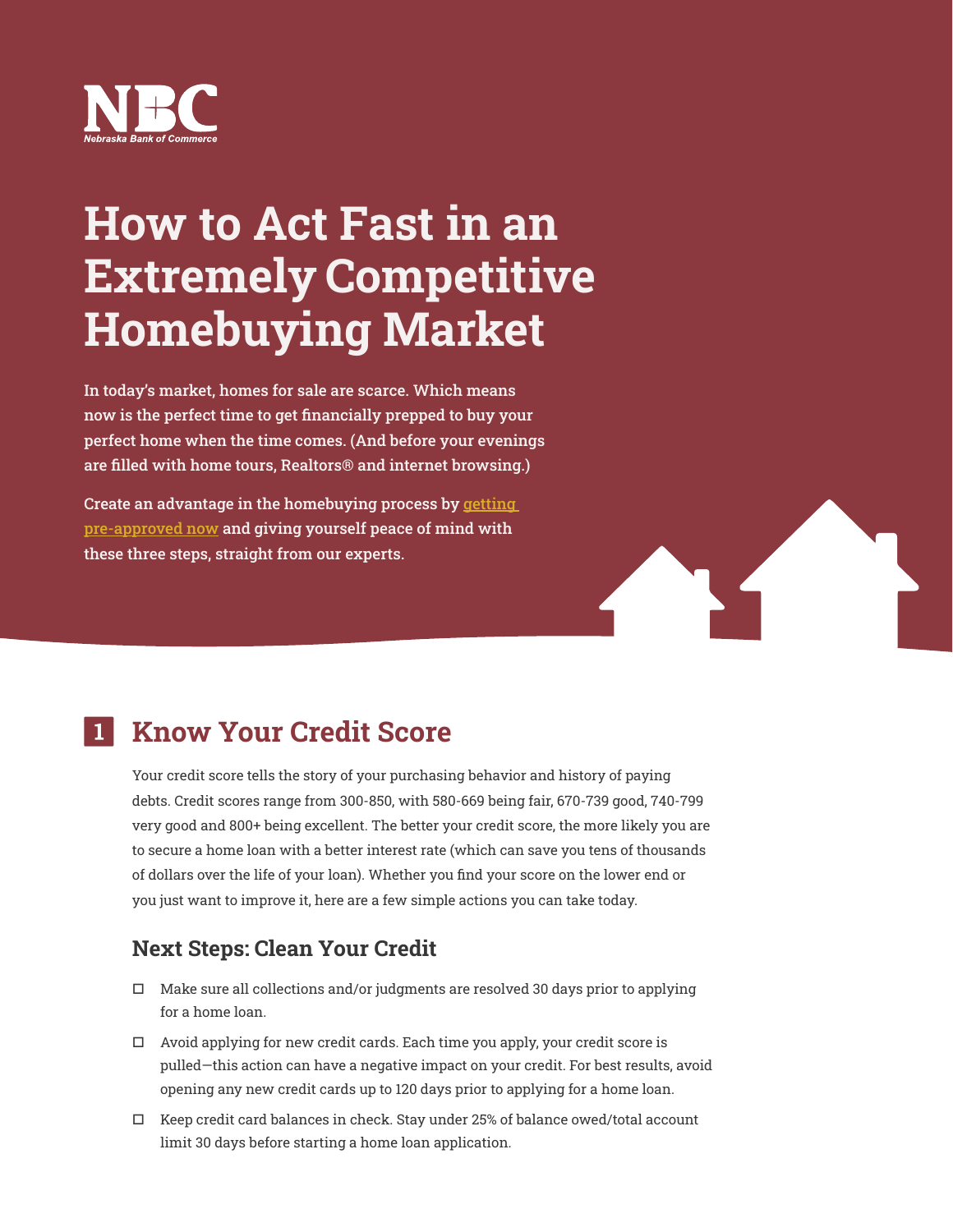NBC

Nebraska Bank of Commerce

# How to Act Fast in an Extremely Competitive Homebuying Market

**In today's market, homes for sale are scarce. Which means now is the perfect time to get financially prepped to buy your perfect home when the time comes. (And before your evenings are filled with home tours, Realtors® and internet browsing.)**

**Create an advantage in the homebuying process by getting pre-approved now and giving yourself peace of mind with these three steps, straight from our experts.**

## 1 Know Your Credit Score

Your credit score tells the story of your purchasing behavior and history of paying debts. Credit scores range from 300-850, with 580-669 being fair, 670-739 good, 740-799 very good and 800+ being excellent. The better your credit score, the more likely you are to secure a home loan with a better interest rate (which can save you tens of thousands of dollars over the life of your loan). Whether you find your score on the lower end or you just want to improve it, here are a few simple actions you can take today.

### Next Steps: Clean Your Credit

- ☐ Make sure all collections and/or judgments are resolved 30 days prior to applying for a home loan.
- ☐ Avoid applying for new credit cards. Each time you apply, your credit score is pulled—this action can have a negative impact on your credit. For best results, avoid opening any new credit cards up to 120 days prior to applying for a home loan.
- ☐ Keep credit card balances in check. Stay under 25% of balance owed/total account limit 30 days before starting a home loan application.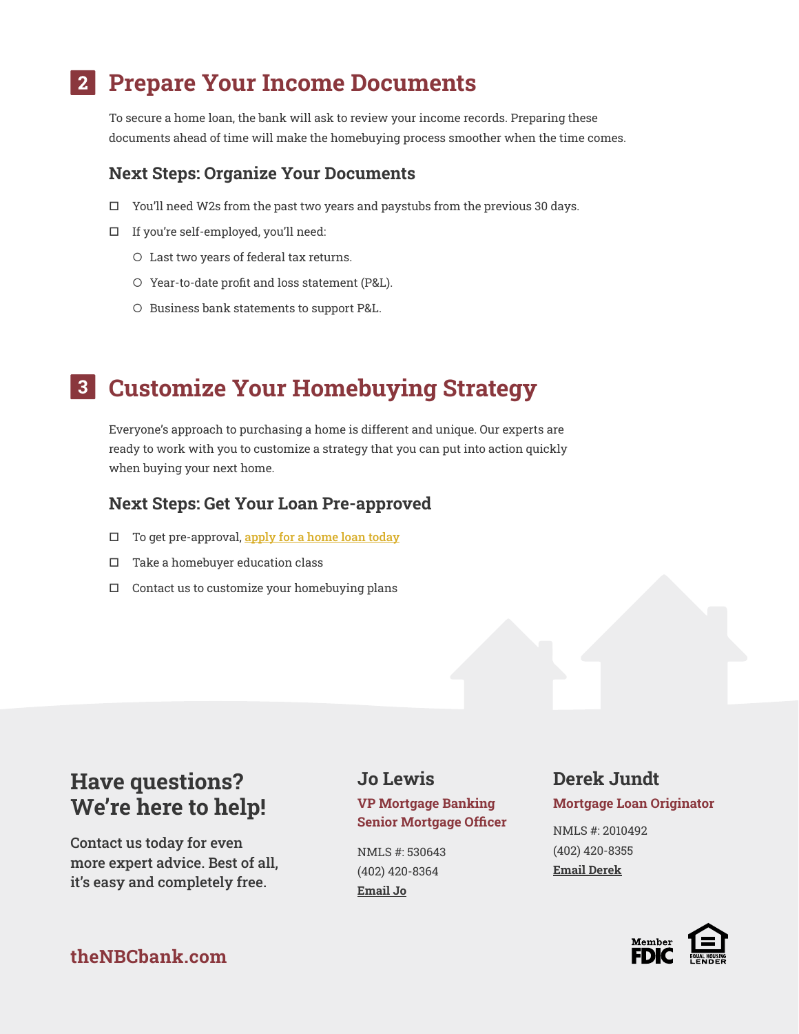## 2 Prepare Your Income Documents

To secure a home loan, the bank will ask to review your income records. Preparing these documents ahead of time will make the homebuying process smoother when the time comes.

### Next Steps: Organize Your Documents

- [ ] You'll need W2s from the past two years and paystubs from the previous 30 days.
- [ ] If you're self-employed, you'll need:
  - Last two years of federal tax returns.
  - Year-to-date profit and loss statement (P&L).
  - Business bank statements to support P&L.

## 3 Customize Your Homebuying Strategy

Everyone's approach to purchasing a home is different and unique. Our experts are ready to work with you to customize a strategy that you can put into action quickly when buying your next home.

### Next Steps: Get Your Loan Pre-approved

- [ ] To get pre-approval, apply for a home loan today
- [ ] Take a homebuyer education class
- [ ] Contact us to customize your homebuying plans

## Have questions? We're here to help!

Contact us today for even more expert advice. Best of all, it's easy and completely free.

### Jo Lewis

**VP Mortgage Banking**
**Senior Mortgage Officer**

NMLS #: 530643
(402) 420-8364
**Email Jo**

### Derek Jundt

**Mortgage Loan Originator**

NMLS #: 2010492
(402) 420-8355
**Email Derek**

**theNBCbank.com**

Member FDIC

EQUAL HOUSING LENDER